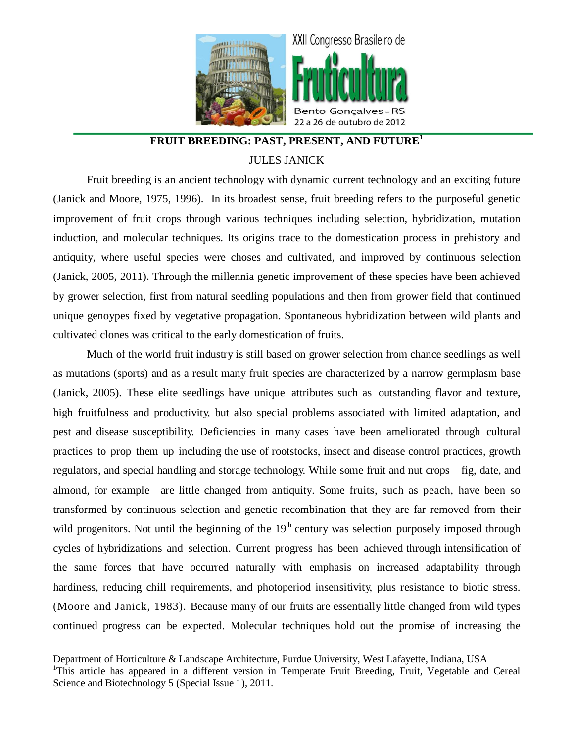# FRUIT BREEDING: PAST, PRESENT, AND FUTURE[1]

JULES JANICK

Fruit breeding is an ancient technology with dynamic current technology and an exciting future (Janick and Moore, 1975, 1996). In its broadest sense, fruit breeding refers to the purposeful genetic improvement of fruit crops through various techniques including selection, hybridization, mutation induction, and molecular techniques. Its origins trace to the domestication process in prehistory and antiquity, where useful species were choses and cultivated, and improved by continuous selection (Janick, 2005, 2011). Through the millennia genetic improvement of these species have been achieved by grower selection, first from natural seedling populations and then from grower field that continued unique genoypes fixed by vegetative propagation. Spontaneous hybridization between wild plants and cultivated clones was critical to the early domestication of fruits.

Much of the world fruit industry is still based on grower selection from chance seedlings as well as mutations (sports) and as a result many fruit species are characterized by a narrow germplasm base (Janick, 2005). These elite seedlings have unique attributes such as outstanding flavor and texture, high fruitfulness and productivity, but also special problems associated with limited adaptation, and pest and disease susceptibility. Deficiencies in many cases have been ameliorated through cultural practices to prop them up including the use of rootstocks, insect and disease control practices, growth regulators, and special handling and storage technology. While some fruit and nut crops—fig, date, and almond, for example—are little changed from antiquity. Some fruits, such as peach, have been so transformed by continuous selection and genetic recombination that they are far removed from their wild progenitors. Not until the beginning of the 19th century was selection purposely imposed through cycles of hybridizations and selection. Current progress has been achieved through intensification of the same forces that have occurred naturally with emphasis on increased adaptability through hardiness, reducing chill requirements, and photoperiod insensitivity, plus resistance to biotic stress. (Moore and Janick, 1983). Because many of our fruits are essentially little changed from wild types continued progress can be expected. Molecular techniques hold out the promise of increasing the

Department of Horticulture & Landscape Architecture, Purdue University, West Lafayette, Indiana, USA

[1]This article has appeared in a different version in Temperate Fruit Breeding, Fruit, Vegetable and Cereal Science and Biotechnology 5 (Special Issue 1), 2011.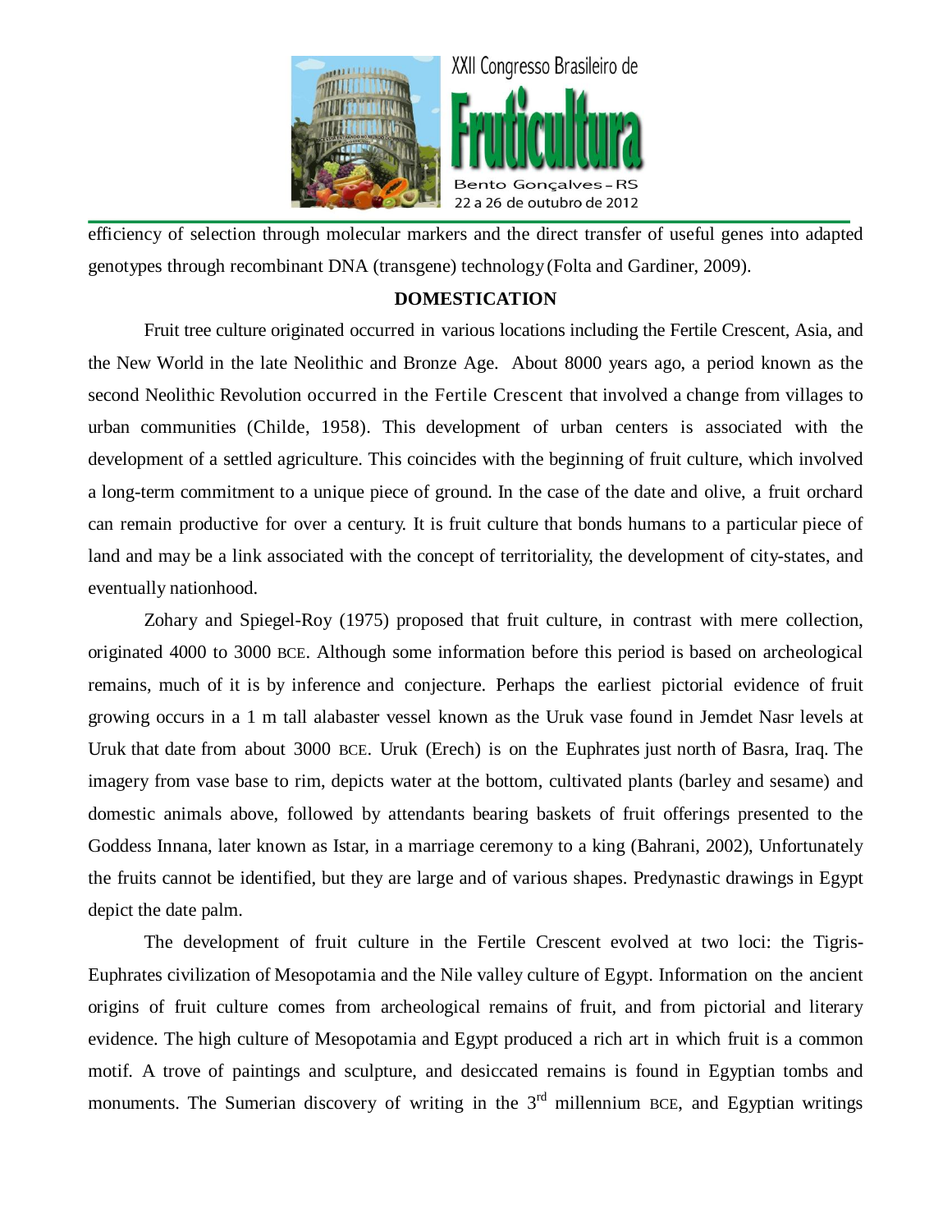efficiency of selection through molecular markers and the direct transfer of useful genes into adapted genotypes through recombinant DNA (transgene) technology (Folta and Gardiner, 2009).

## DOMESTICATION

Fruit tree culture originated occurred in various locations including the Fertile Crescent, Asia, and the New World in the late Neolithic and Bronze Age. About 8000 years ago, a period known as the second Neolithic Revolution occurred in the Fertile Crescent that involved a change from villages to urban communities (Childe, 1958). This development of urban centers is associated with the development of a settled agriculture. This coincides with the beginning of fruit culture, which involved a long-term commitment to a unique piece of ground. In the case of the date and olive, a fruit orchard can remain productive for over a century. It is fruit culture that bonds humans to a particular piece of land and may be a link associated with the concept of territoriality, the development of city-states, and eventually nationhood.

Zohary and Spiegel-Roy (1975) proposed that fruit culture, in contrast with mere collection, originated 4000 to 3000 BCE. Although some information before this period is based on archeological remains, much of it is by inference and conjecture. Perhaps the earliest pictorial evidence of fruit growing occurs in a 1 m tall alabaster vessel known as the Uruk vase found in Jemdet Nasr levels at Uruk that date from about 3000 BCE. Uruk (Erech) is on the Euphrates just north of Basra, Iraq. The imagery from vase base to rim, depicts water at the bottom, cultivated plants (barley and sesame) and domestic animals above, followed by attendants bearing baskets of fruit offerings presented to the Goddess Innana, later known as Istar, in a marriage ceremony to a king (Bahrani, 2002), Unfortunately the fruits cannot be identified, but they are large and of various shapes. Predynastic drawings in Egypt depict the date palm.

The development of fruit culture in the Fertile Crescent evolved at two loci: the Tigris-Euphrates civilization of Mesopotamia and the Nile valley culture of Egypt. Information on the ancient origins of fruit culture comes from archeological remains of fruit, and from pictorial and literary evidence. The high culture of Mesopotamia and Egypt produced a rich art in which fruit is a common motif. A trove of paintings and sculpture, and desiccated remains is found in Egyptian tombs and monuments. The Sumerian discovery of writing in the 3rd millennium BCE, and Egyptian writings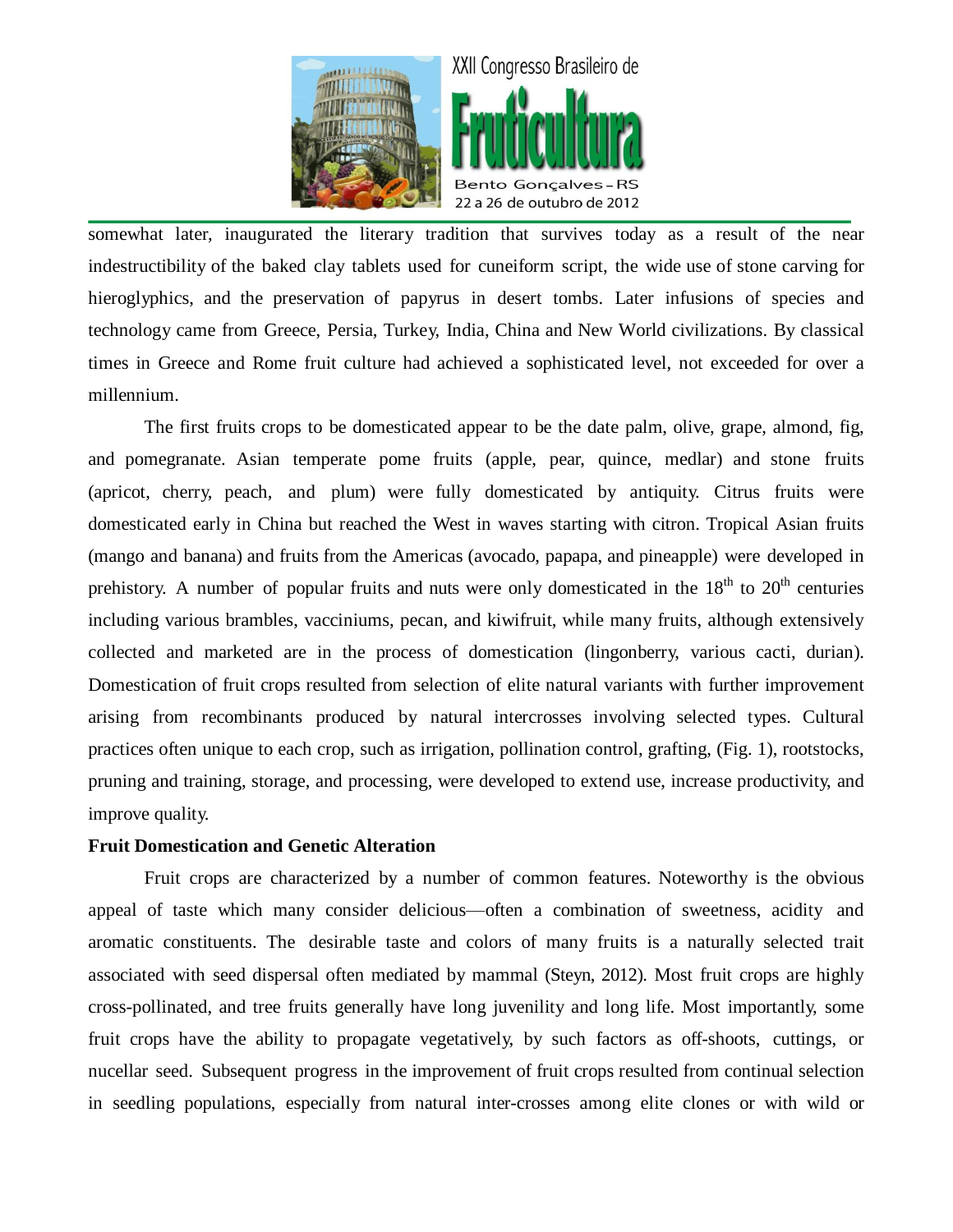somewhat later, inaugurated the literary tradition that survives today as a result of the near indestructibility of the baked clay tablets used for cuneiform script, the wide use of stone carving for hieroglyphics, and the preservation of papyrus in desert tombs. Later infusions of species and technology came from Greece, Persia, Turkey, India, China and New World civilizations. By classical times in Greece and Rome fruit culture had achieved a sophisticated level, not exceeded for over a millennium.

The first fruits crops to be domesticated appear to be the date palm, olive, grape, almond, fig, and pomegranate. Asian temperate pome fruits (apple, pear, quince, medlar) and stone fruits (apricot, cherry, peach, and plum) were fully domesticated by antiquity. Citrus fruits were domesticated early in China but reached the West in waves starting with citron. Tropical Asian fruits (mango and banana) and fruits from the Americas (avocado, papapa, and pineapple) were developed in prehistory. A number of popular fruits and nuts were only domesticated in the 18th to 20th centuries including various brambles, vacciniums, pecan, and kiwifruit, while many fruits, although extensively collected and marketed are in the process of domestication (lingonberry, various cacti, durian). Domestication of fruit crops resulted from selection of elite natural variants with further improvement arising from recombinants produced by natural intercrosses involving selected types. Cultural practices often unique to each crop, such as irrigation, pollination control, grafting, (Fig. 1), rootstocks, pruning and training, storage, and processing, were developed to extend use, increase productivity, and improve quality.

**Fruit Domestication and Genetic Alteration**

Fruit crops are characterized by a number of common features. Noteworthy is the obvious appeal of taste which many consider delicious—often a combination of sweetness, acidity and aromatic constituents. The desirable taste and colors of many fruits is a naturally selected trait associated with seed dispersal often mediated by mammal (Steyn, 2012). Most fruit crops are highly cross-pollinated, and tree fruits generally have long juvenility and long life. Most importantly, some fruit crops have the ability to propagate vegetatively, by such factors as off-shoots, cuttings, or nucellar seed. Subsequent progress in the improvement of fruit crops resulted from continual selection in seedling populations, especially from natural inter-crosses among elite clones or with wild or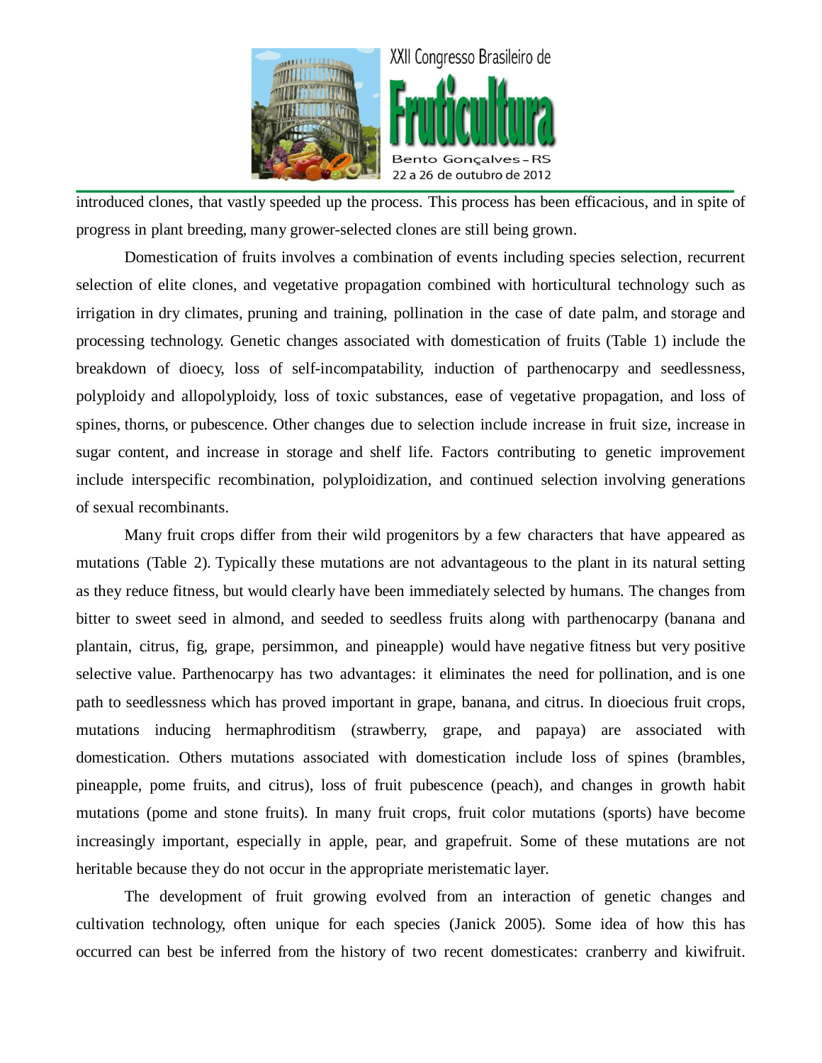introduced clones, that vastly speeded up the process. This process has been efficacious, and in spite of progress in plant breeding, many grower-selected clones are still being grown.

Domestication of fruits involves a combination of events including species selection, recurrent selection of elite clones, and vegetative propagation combined with horticultural technology such as irrigation in dry climates, pruning and training, pollination in the case of date palm, and storage and processing technology. Genetic changes associated with domestication of fruits (Table 1) include the breakdown of dioecy, loss of self-incompatability, induction of parthenocarpy and seedlessness, polyploidy and allopolyploidy, loss of toxic substances, ease of vegetative propagation, and loss of spines, thorns, or pubescence. Other changes due to selection include increase in fruit size, increase in sugar content, and increase in storage and shelf life. Factors contributing to genetic improvement include interspecific recombination, polyploidization, and continued selection involving generations of sexual recombinants.

Many fruit crops differ from their wild progenitors by a few characters that have appeared as mutations (Table 2). Typically these mutations are not advantageous to the plant in its natural setting as they reduce fitness, but would clearly have been immediately selected by humans. The changes from bitter to sweet seed in almond, and seeded to seedless fruits along with parthenocarpy (banana and plantain, citrus, fig, grape, persimmon, and pineapple) would have negative fitness but very positive selective value. Parthenocarpy has two advantages: it eliminates the need for pollination, and is one path to seedlessness which has proved important in grape, banana, and citrus. In dioecious fruit crops, mutations inducing hermaphroditism (strawberry, grape, and papaya) are associated with domestication. Others mutations associated with domestication include loss of spines (brambles, pineapple, pome fruits, and citrus), loss of fruit pubescence (peach), and changes in growth habit mutations (pome and stone fruits). In many fruit crops, fruit color mutations (sports) have become increasingly important, especially in apple, pear, and grapefruit. Some of these mutations are not heritable because they do not occur in the appropriate meristematic layer.

The development of fruit growing evolved from an interaction of genetic changes and cultivation technology, often unique for each species (Janick 2005). Some idea of how this has occurred can best be inferred from the history of two recent domesticates: cranberry and kiwifruit.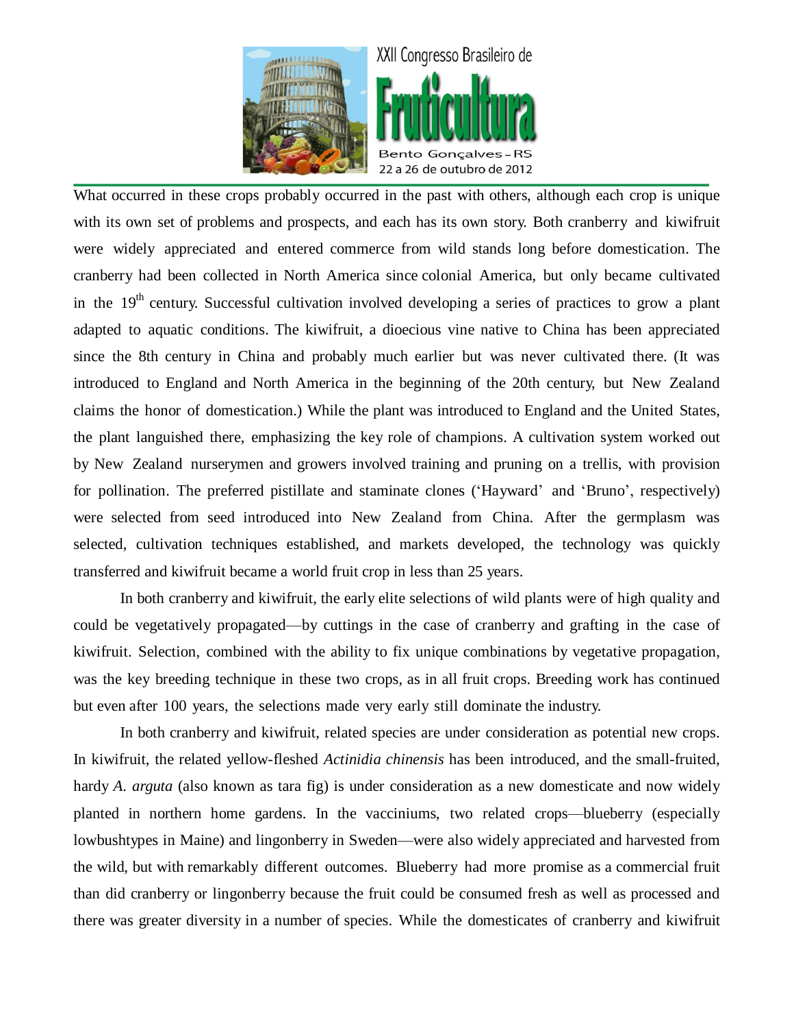What occurred in these crops probably occurred in the past with others, although each crop is unique with its own set of problems and prospects, and each has its own story. Both cranberry and kiwifruit were widely appreciated and entered commerce from wild stands long before domestication. The cranberry had been collected in North America since colonial America, but only became cultivated in the 19th century. Successful cultivation involved developing a series of practices to grow a plant adapted to aquatic conditions. The kiwifruit, a dioecious vine native to China has been appreciated since the 8th century in China and probably much earlier but was never cultivated there. (It was introduced to England and North America in the beginning of the 20th century, but New Zealand claims the honor of domestication.) While the plant was introduced to England and the United States, the plant languished there, emphasizing the key role of champions. A cultivation system worked out by New Zealand nurserymen and growers involved training and pruning on a trellis, with provision for pollination. The preferred pistillate and staminate clones ('Hayward' and 'Bruno', respectively) were selected from seed introduced into New Zealand from China. After the germplasm was selected, cultivation techniques established, and markets developed, the technology was quickly transferred and kiwifruit became a world fruit crop in less than 25 years.

In both cranberry and kiwifruit, the early elite selections of wild plants were of high quality and could be vegetatively propagated—by cuttings in the case of cranberry and grafting in the case of kiwifruit. Selection, combined with the ability to fix unique combinations by vegetative propagation, was the key breeding technique in these two crops, as in all fruit crops. Breeding work has continued but even after 100 years, the selections made very early still dominate the industry.

In both cranberry and kiwifruit, related species are under consideration as potential new crops. In kiwifruit, the related yellow-fleshed *Actinidia chinensis* has been introduced, and the small-fruited, hardy *A. arguta* (also known as tara fig) is under consideration as a new domesticate and now widely planted in northern home gardens. In the vacciniums, two related crops—blueberry (especially lowbushtypes in Maine) and lingonberry in Sweden—were also widely appreciated and harvested from the wild, but with remarkably different outcomes. Blueberry had more promise as a commercial fruit than did cranberry or lingonberry because the fruit could be consumed fresh as well as processed and there was greater diversity in a number of species. While the domesticates of cranberry and kiwifruit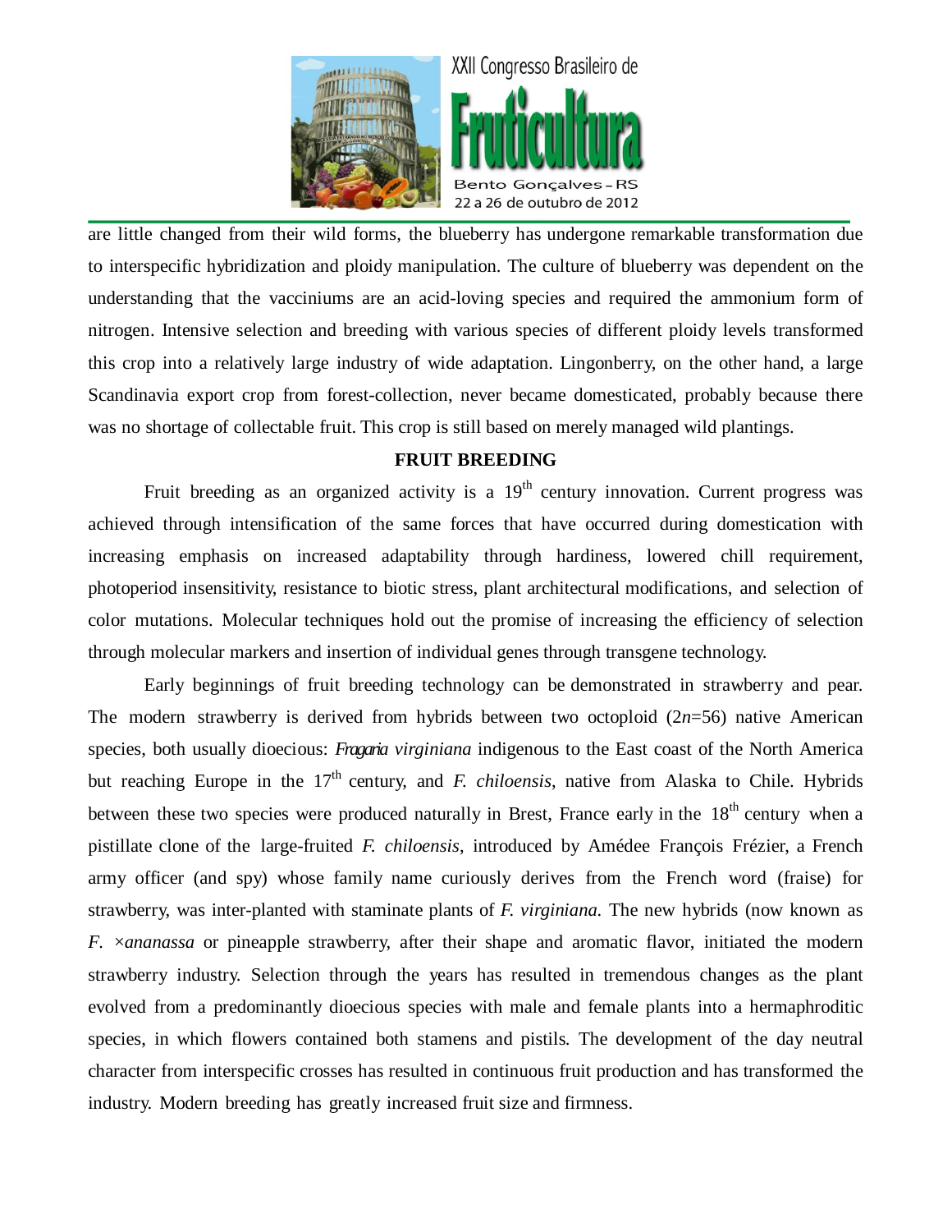are little changed from their wild forms, the blueberry has undergone remarkable transformation due to interspecific hybridization and ploidy manipulation. The culture of blueberry was dependent on the understanding that the vacciniums are an acid-loving species and required the ammonium form of nitrogen. Intensive selection and breeding with various species of different ploidy levels transformed this crop into a relatively large industry of wide adaptation. Lingonberry, on the other hand, a large Scandinavia export crop from forest-collection, never became domesticated, probably because there was no shortage of collectable fruit. This crop is still based on merely managed wild plantings.

## FRUIT BREEDING

Fruit breeding as an organized activity is a 19$^{th}$ century innovation. Current progress was achieved through intensification of the same forces that have occurred during domestication with increasing emphasis on increased adaptability through hardiness, lowered chill requirement, photoperiod insensitivity, resistance to biotic stress, plant architectural modifications, and selection of color mutations. Molecular techniques hold out the promise of increasing the efficiency of selection through molecular markers and insertion of individual genes through transgene technology.

Early beginnings of fruit breeding technology can be demonstrated in strawberry and pear. The modern strawberry is derived from hybrids between two octoploid ($2n$=56) native American species, both usually dioecious: *Fragaria virginiana* indigenous to the East coast of the North America but reaching Europe in the 17$^{th}$ century, and *F. chiloensis*, native from Alaska to Chile. Hybrids between these two species were produced naturally in Brest, France early in the 18$^{th}$ century when a pistillate clone of the large-fruited *F. chiloensis*, introduced by Amédee François Frézier, a French army officer (and spy) whose family name curiously derives from the French word (fraise) for strawberry, was inter-planted with staminate plants of *F. virginiana.* The new hybrids (now known as *F.* ×*ananassa* or pineapple strawberry, after their shape and aromatic flavor, initiated the modern strawberry industry. Selection through the years has resulted in tremendous changes as the plant evolved from a predominantly dioecious species with male and female plants into a hermaphroditic species, in which flowers contained both stamens and pistils. The development of the day neutral character from interspecific crosses has resulted in continuous fruit production and has transformed the industry. Modern breeding has greatly increased fruit size and firmness.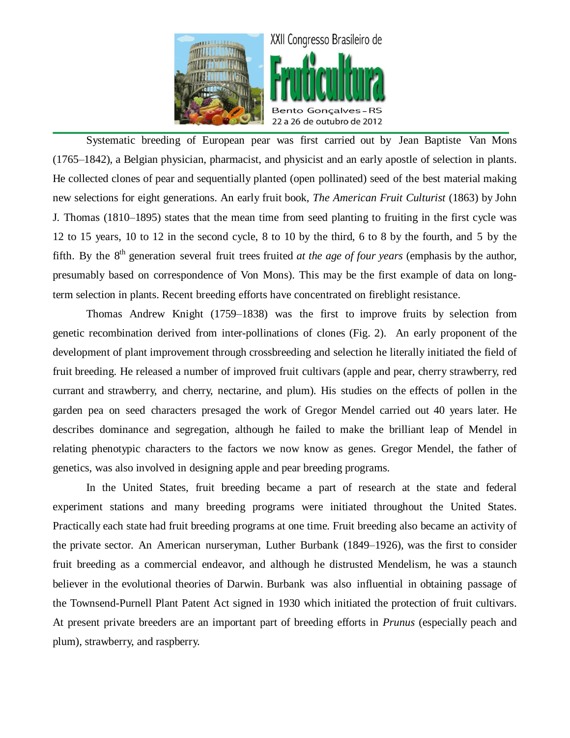Systematic breeding of European pear was first carried out by Jean Baptiste Van Mons (1765–1842), a Belgian physician, pharmacist, and physicist and an early apostle of selection in plants. He collected clones of pear and sequentially planted (open pollinated) seed of the best material making new selections for eight generations. An early fruit book, *The American Fruit Culturist* (1863) by John J. Thomas (1810–1895) states that the mean time from seed planting to fruiting in the first cycle was 12 to 15 years, 10 to 12 in the second cycle, 8 to 10 by the third, 6 to 8 by the fourth, and 5 by the fifth. By the 8th generation several fruit trees fruited *at the age of four years* (emphasis by the author, presumably based on correspondence of Von Mons). This may be the first example of data on long-term selection in plants. Recent breeding efforts have concentrated on fireblight resistance.

Thomas Andrew Knight (1759–1838) was the first to improve fruits by selection from genetic recombination derived from inter-pollinations of clones (Fig. 2). An early proponent of the development of plant improvement through crossbreeding and selection he literally initiated the field of fruit breeding. He released a number of improved fruit cultivars (apple and pear, cherry strawberry, red currant and strawberry, and cherry, nectarine, and plum). His studies on the effects of pollen in the garden pea on seed characters presaged the work of Gregor Mendel carried out 40 years later. He describes dominance and segregation, although he failed to make the brilliant leap of Mendel in relating phenotypic characters to the factors we now know as genes. Gregor Mendel, the father of genetics, was also involved in designing apple and pear breeding programs.

In the United States, fruit breeding became a part of research at the state and federal experiment stations and many breeding programs were initiated throughout the United States. Practically each state had fruit breeding programs at one time. Fruit breeding also became an activity of the private sector. An American nurseryman, Luther Burbank (1849–1926), was the first to consider fruit breeding as a commercial endeavor, and although he distrusted Mendelism, he was a staunch believer in the evolutional theories of Darwin. Burbank was also influential in obtaining passage of the Townsend-Purnell Plant Patent Act signed in 1930 which initiated the protection of fruit cultivars. At present private breeders are an important part of breeding efforts in *Prunus* (especially peach and plum), strawberry, and raspberry.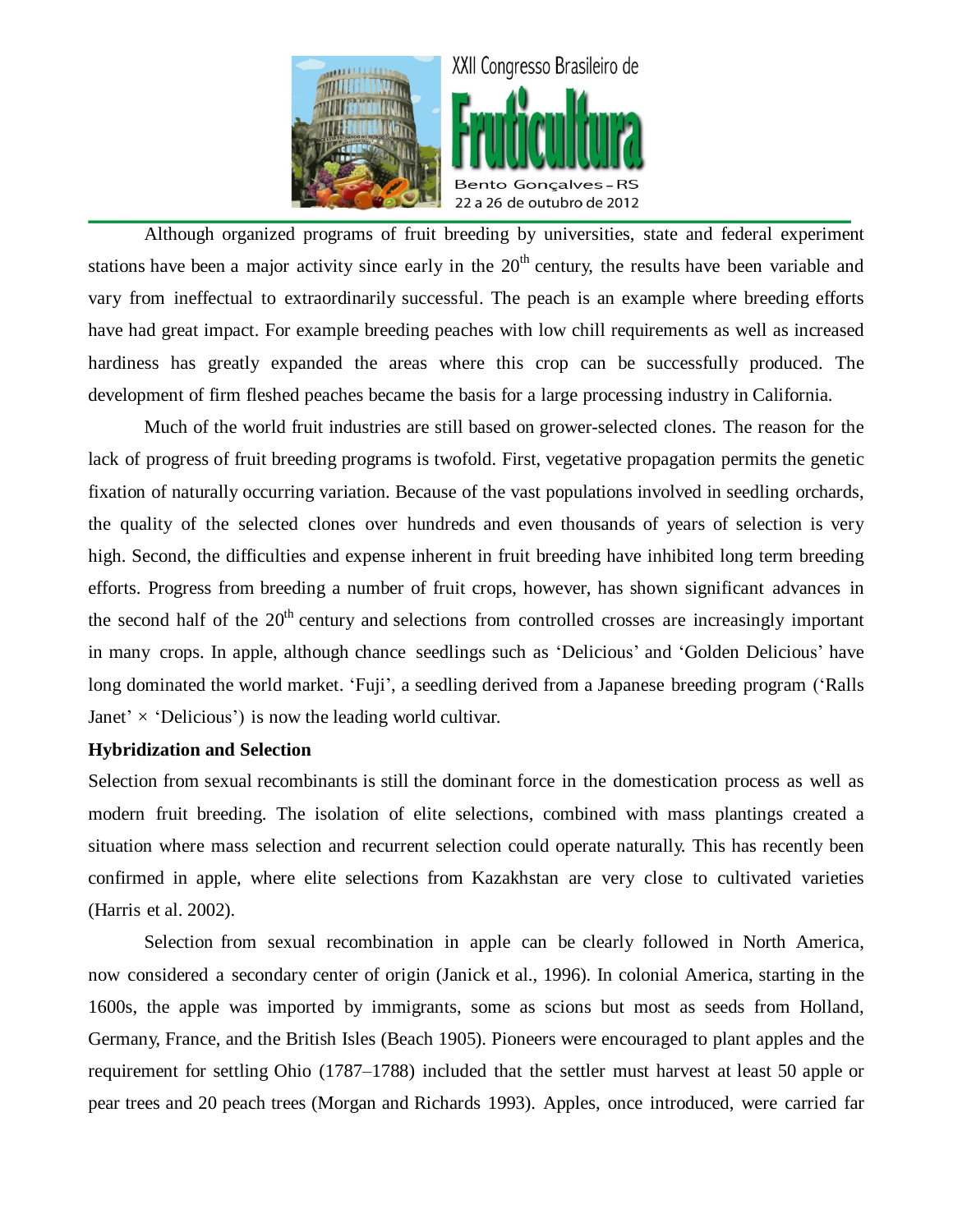Although organized programs of fruit breeding by universities, state and federal experiment stations have been a major activity since early in the 20th century, the results have been variable and vary from ineffectual to extraordinarily successful. The peach is an example where breeding efforts have had great impact. For example breeding peaches with low chill requirements as well as increased hardiness has greatly expanded the areas where this crop can be successfully produced. The development of firm fleshed peaches became the basis for a large processing industry in California.

Much of the world fruit industries are still based on grower-selected clones. The reason for the lack of progress of fruit breeding programs is twofold. First, vegetative propagation permits the genetic fixation of naturally occurring variation. Because of the vast populations involved in seedling orchards, the quality of the selected clones over hundreds and even thousands of years of selection is very high. Second, the difficulties and expense inherent in fruit breeding have inhibited long term breeding efforts. Progress from breeding a number of fruit crops, however, has shown significant advances in the second half of the 20th century and selections from controlled crosses are increasingly important in many crops. In apple, although chance seedlings such as 'Delicious' and 'Golden Delicious' have long dominated the world market. 'Fuji', a seedling derived from a Japanese breeding program ('Ralls Janet' × 'Delicious') is now the leading world cultivar.

**Hybridization and Selection**

Selection from sexual recombinants is still the dominant force in the domestication process as well as modern fruit breeding. The isolation of elite selections, combined with mass plantings created a situation where mass selection and recurrent selection could operate naturally. This has recently been confirmed in apple, where elite selections from Kazakhstan are very close to cultivated varieties (Harris et al. 2002).

Selection from sexual recombination in apple can be clearly followed in North America, now considered a secondary center of origin (Janick et al., 1996). In colonial America, starting in the 1600s, the apple was imported by immigrants, some as scions but most as seeds from Holland, Germany, France, and the British Isles (Beach 1905). Pioneers were encouraged to plant apples and the requirement for settling Ohio (1787–1788) included that the settler must harvest at least 50 apple or pear trees and 20 peach trees (Morgan and Richards 1993). Apples, once introduced, were carried far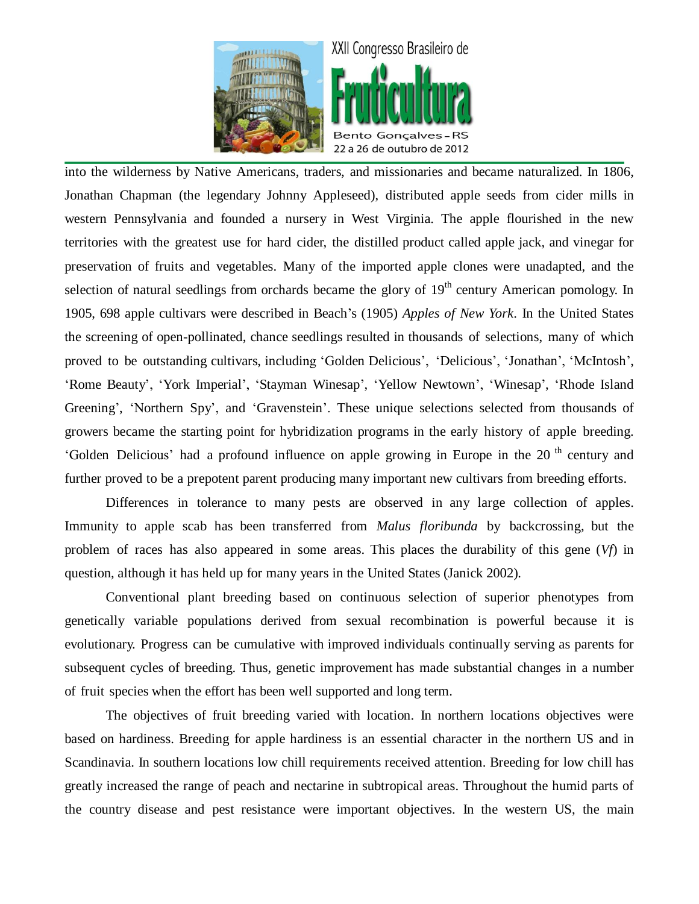into the wilderness by Native Americans, traders, and missionaries and became naturalized. In 1806, Jonathan Chapman (the legendary Johnny Appleseed), distributed apple seeds from cider mills in western Pennsylvania and founded a nursery in West Virginia. The apple flourished in the new territories with the greatest use for hard cider, the distilled product called apple jack, and vinegar for preservation of fruits and vegetables. Many of the imported apple clones were unadapted, and the selection of natural seedlings from orchards became the glory of 19th century American pomology. In 1905, 698 apple cultivars were described in Beach's (1905) *Apples of New York*. In the United States the screening of open-pollinated, chance seedlings resulted in thousands of selections, many of which proved to be outstanding cultivars, including 'Golden Delicious', 'Delicious', 'Jonathan', 'McIntosh', 'Rome Beauty', 'York Imperial', 'Stayman Winesap', 'Yellow Newtown', 'Winesap', 'Rhode Island Greening', 'Northern Spy', and 'Gravenstein'. These unique selections selected from thousands of growers became the starting point for hybridization programs in the early history of apple breeding. 'Golden Delicious' had a profound influence on apple growing in Europe in the 20 th century and further proved to be a prepotent parent producing many important new cultivars from breeding efforts.

Differences in tolerance to many pests are observed in any large collection of apples. Immunity to apple scab has been transferred from *Malus floribunda* by backcrossing, but the problem of races has also appeared in some areas. This places the durability of this gene (*Vf*) in question, although it has held up for many years in the United States (Janick 2002).

Conventional plant breeding based on continuous selection of superior phenotypes from genetically variable populations derived from sexual recombination is powerful because it is evolutionary. Progress can be cumulative with improved individuals continually serving as parents for subsequent cycles of breeding. Thus, genetic improvement has made substantial changes in a number of fruit species when the effort has been well supported and long term.

The objectives of fruit breeding varied with location. In northern locations objectives were based on hardiness. Breeding for apple hardiness is an essential character in the northern US and in Scandinavia. In southern locations low chill requirements received attention. Breeding for low chill has greatly increased the range of peach and nectarine in subtropical areas. Throughout the humid parts of the country disease and pest resistance were important objectives. In the western US, the main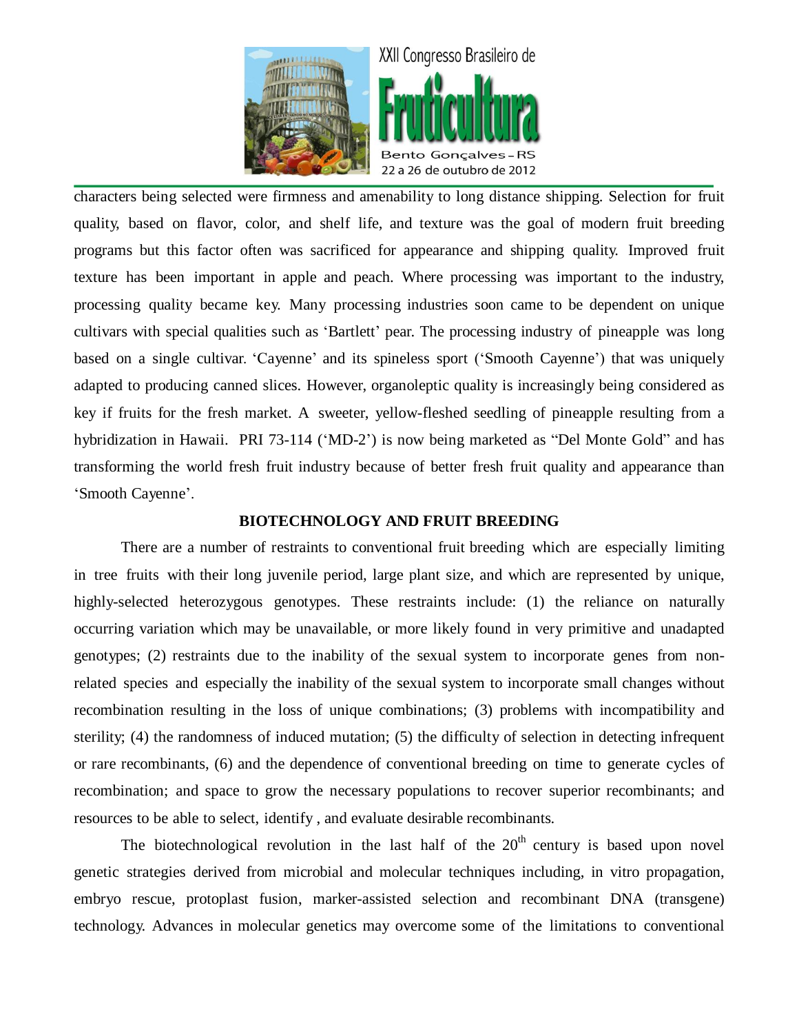characters being selected were firmness and amenability to long distance shipping. Selection for fruit quality, based on flavor, color, and shelf life, and texture was the goal of modern fruit breeding programs but this factor often was sacrificed for appearance and shipping quality. Improved fruit texture has been important in apple and peach. Where processing was important to the industry, processing quality became key. Many processing industries soon came to be dependent on unique cultivars with special qualities such as 'Bartlett' pear. The processing industry of pineapple was long based on a single cultivar. 'Cayenne' and its spineless sport ('Smooth Cayenne') that was uniquely adapted to producing canned slices. However, organoleptic quality is increasingly being considered as key if fruits for the fresh market. A sweeter, yellow-fleshed seedling of pineapple resulting from a hybridization in Hawaii. PRI 73-114 ('MD-2') is now being marketed as "Del Monte Gold" and has transforming the world fresh fruit industry because of better fresh fruit quality and appearance than 'Smooth Cayenne'.

## BIOTECHNOLOGY AND FRUIT BREEDING

There are a number of restraints to conventional fruit breeding which are especially limiting in tree fruits with their long juvenile period, large plant size, and which are represented by unique, highly-selected heterozygous genotypes. These restraints include: (1) the reliance on naturally occurring variation which may be unavailable, or more likely found in very primitive and unadapted genotypes; (2) restraints due to the inability of the sexual system to incorporate genes from non-related species and especially the inability of the sexual system to incorporate small changes without recombination resulting in the loss of unique combinations; (3) problems with incompatibility and sterility; (4) the randomness of induced mutation; (5) the difficulty of selection in detecting infrequent or rare recombinants, (6) and the dependence of conventional breeding on time to generate cycles of recombination; and space to grow the necessary populations to recover superior recombinants; and resources to be able to select, identify , and evaluate desirable recombinants.

The biotechnological revolution in the last half of the 20th century is based upon novel genetic strategies derived from microbial and molecular techniques including, in vitro propagation, embryo rescue, protoplast fusion, marker-assisted selection and recombinant DNA (transgene) technology. Advances in molecular genetics may overcome some of the limitations to conventional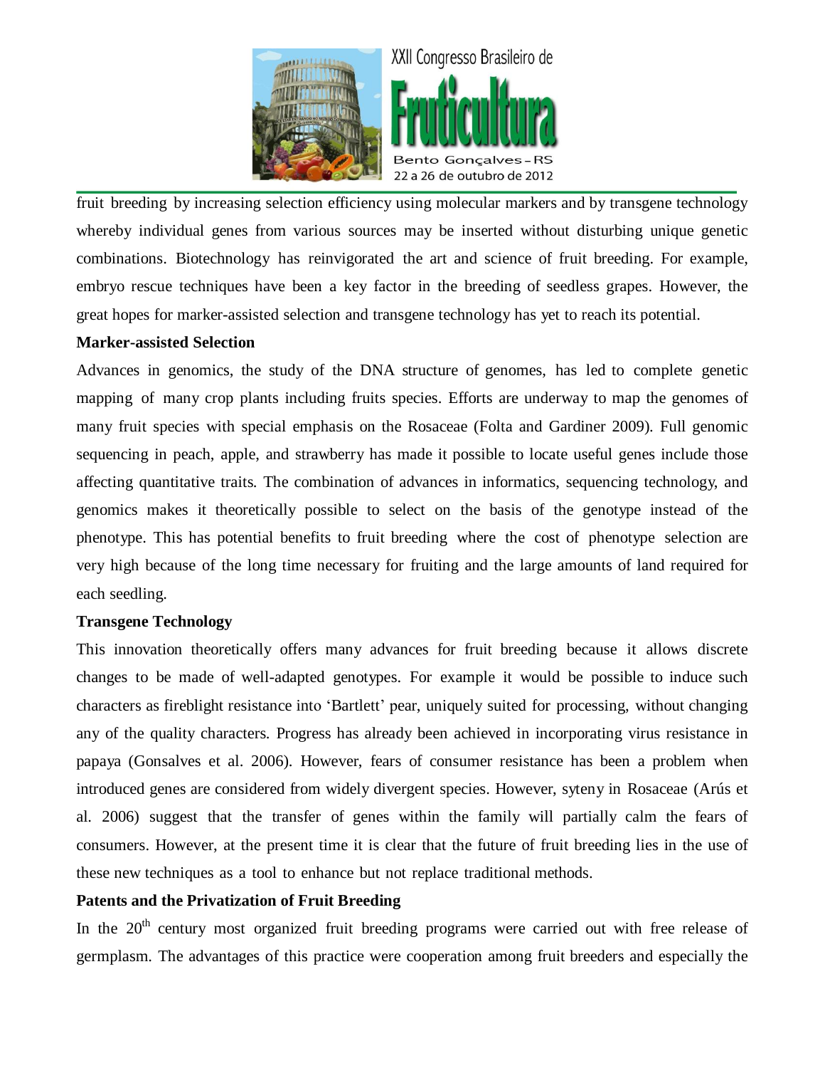fruit breeding by increasing selection efficiency using molecular markers and by transgene technology whereby individual genes from various sources may be inserted without disturbing unique genetic combinations. Biotechnology has reinvigorated the art and science of fruit breeding. For example, embryo rescue techniques have been a key factor in the breeding of seedless grapes. However, the great hopes for marker-assisted selection and transgene technology has yet to reach its potential.

**Marker-assisted Selection**

Advances in genomics, the study of the DNA structure of genomes, has led to complete genetic mapping of many crop plants including fruits species. Efforts are underway to map the genomes of many fruit species with special emphasis on the Rosaceae (Folta and Gardiner 2009). Full genomic sequencing in peach, apple, and strawberry has made it possible to locate useful genes include those affecting quantitative traits. The combination of advances in informatics, sequencing technology, and genomics makes it theoretically possible to select on the basis of the genotype instead of the phenotype. This has potential benefits to fruit breeding where the cost of phenotype selection are very high because of the long time necessary for fruiting and the large amounts of land required for each seedling.

**Transgene Technology**

This innovation theoretically offers many advances for fruit breeding because it allows discrete changes to be made of well-adapted genotypes. For example it would be possible to induce such characters as fireblight resistance into 'Bartlett' pear, uniquely suited for processing, without changing any of the quality characters. Progress has already been achieved in incorporating virus resistance in papaya (Gonsalves et al. 2006). However, fears of consumer resistance has been a problem when introduced genes are considered from widely divergent species. However, syteny in Rosaceae (Arús et al. 2006) suggest that the transfer of genes within the family will partially calm the fears of consumers. However, at the present time it is clear that the future of fruit breeding lies in the use of these new techniques as a tool to enhance but not replace traditional methods.

**Patents and the Privatization of Fruit Breeding**

In the 20th century most organized fruit breeding programs were carried out with free release of germplasm. The advantages of this practice were cooperation among fruit breeders and especially the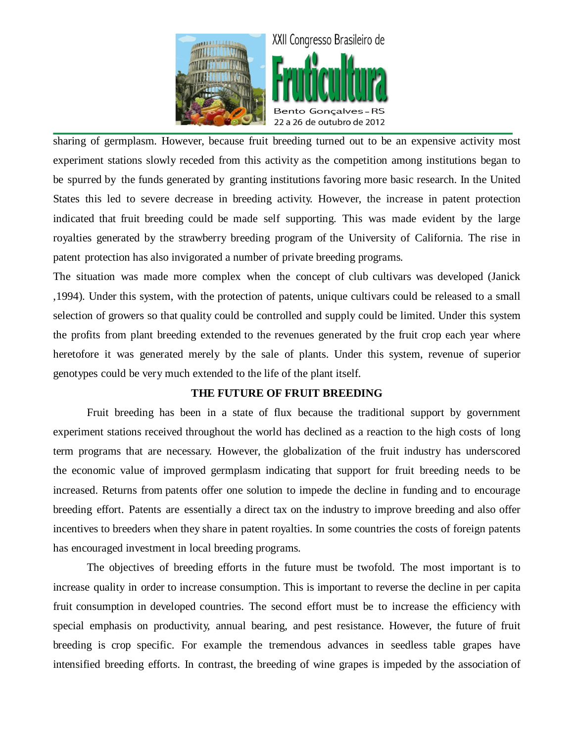sharing of germplasm. However, because fruit breeding turned out to be an expensive activity most experiment stations slowly receded from this activity as the competition among institutions began to be spurred by the funds generated by granting institutions favoring more basic research. In the United States this led to severe decrease in breeding activity. However, the increase in patent protection indicated that fruit breeding could be made self supporting. This was made evident by the large royalties generated by the strawberry breeding program of the University of California. The rise in patent protection has also invigorated a number of private breeding programs.

The situation was made more complex when the concept of club cultivars was developed (Janick ,1994). Under this system, with the protection of patents, unique cultivars could be released to a small selection of growers so that quality could be controlled and supply could be limited. Under this system the profits from plant breeding extended to the revenues generated by the fruit crop each year where heretofore it was generated merely by the sale of plants. Under this system, revenue of superior genotypes could be very much extended to the life of the plant itself.

## THE FUTURE OF FRUIT BREEDING

Fruit breeding has been in a state of flux because the traditional support by government experiment stations received throughout the world has declined as a reaction to the high costs of long term programs that are necessary. However, the globalization of the fruit industry has underscored the economic value of improved germplasm indicating that support for fruit breeding needs to be increased. Returns from patents offer one solution to impede the decline in funding and to encourage breeding effort. Patents are essentially a direct tax on the industry to improve breeding and also offer incentives to breeders when they share in patent royalties. In some countries the costs of foreign patents has encouraged investment in local breeding programs.

The objectives of breeding efforts in the future must be twofold. The most important is to increase quality in order to increase consumption. This is important to reverse the decline in per capita fruit consumption in developed countries. The second effort must be to increase the efficiency with special emphasis on productivity, annual bearing, and pest resistance. However, the future of fruit breeding is crop specific. For example the tremendous advances in seedless table grapes have intensified breeding efforts. In contrast, the breeding of wine grapes is impeded by the association of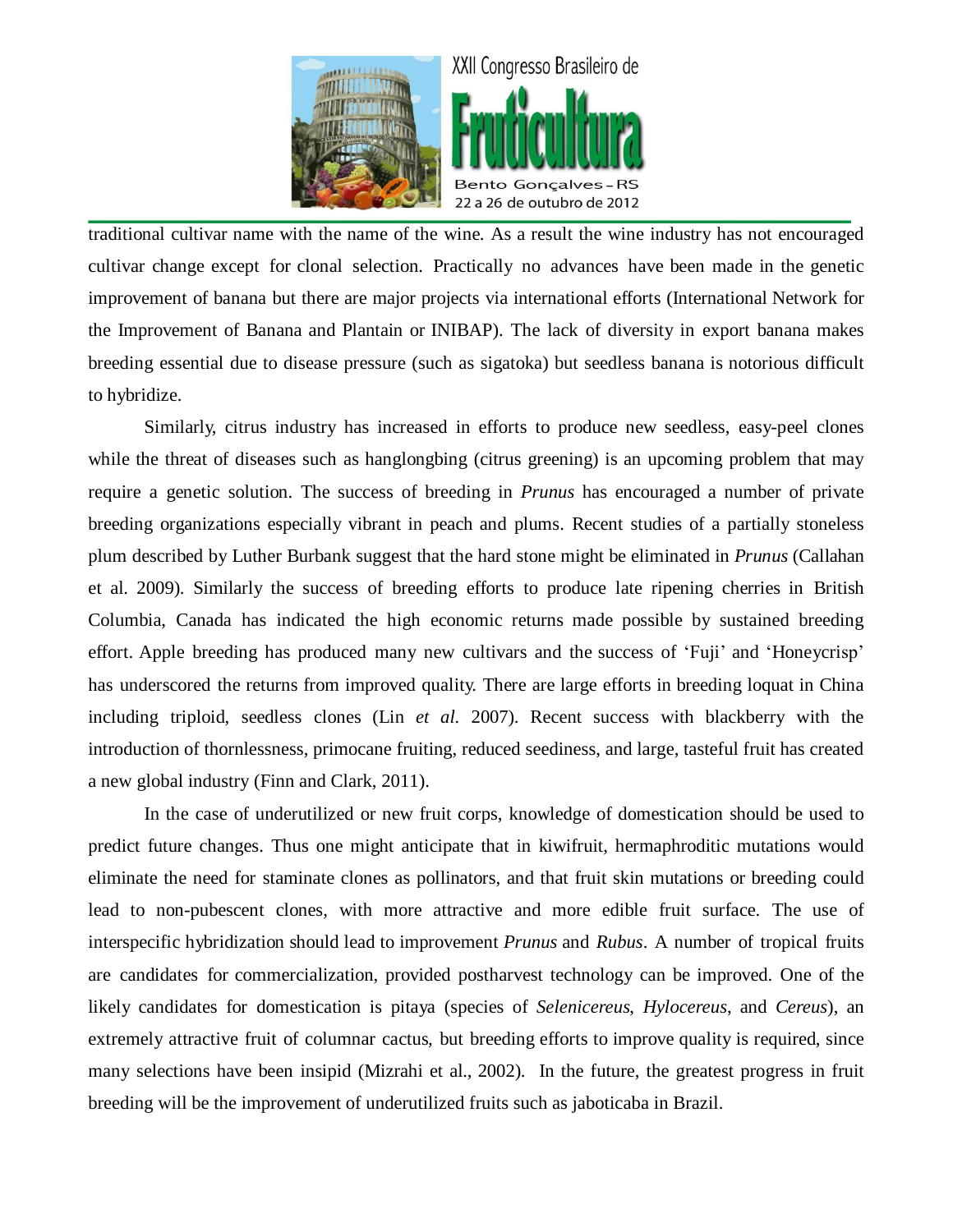traditional cultivar name with the name of the wine. As a result the wine industry has not encouraged cultivar change except for clonal selection. Practically no advances have been made in the genetic improvement of banana but there are major projects via international efforts (International Network for the Improvement of Banana and Plantain or INIBAP). The lack of diversity in export banana makes breeding essential due to disease pressure (such as sigatoka) but seedless banana is notorious difficult to hybridize.

Similarly, citrus industry has increased in efforts to produce new seedless, easy-peel clones while the threat of diseases such as hanglongbing (citrus greening) is an upcoming problem that may require a genetic solution. The success of breeding in *Prunus* has encouraged a number of private breeding organizations especially vibrant in peach and plums. Recent studies of a partially stoneless plum described by Luther Burbank suggest that the hard stone might be eliminated in *Prunus* (Callahan et al. 2009). Similarly the success of breeding efforts to produce late ripening cherries in British Columbia, Canada has indicated the high economic returns made possible by sustained breeding effort. Apple breeding has produced many new cultivars and the success of 'Fuji' and 'Honeycrisp' has underscored the returns from improved quality. There are large efforts in breeding loquat in China including triploid, seedless clones (Lin *et al.* 2007). Recent success with blackberry with the introduction of thornlessness, primocane fruiting, reduced seediness, and large, tasteful fruit has created a new global industry (Finn and Clark, 2011).

In the case of underutilized or new fruit corps, knowledge of domestication should be used to predict future changes. Thus one might anticipate that in kiwifruit, hermaphroditic mutations would eliminate the need for staminate clones as pollinators, and that fruit skin mutations or breeding could lead to non-pubescent clones, with more attractive and more edible fruit surface. The use of interspecific hybridization should lead to improvement *Prunus* and *Rubus*. A number of tropical fruits are candidates for commercialization, provided postharvest technology can be improved. One of the likely candidates for domestication is pitaya (species of *Selenicereus*, *Hylocereus*, and *Cereus*), an extremely attractive fruit of columnar cactus, but breeding efforts to improve quality is required, since many selections have been insipid (Mizrahi et al., 2002). In the future, the greatest progress in fruit breeding will be the improvement of underutilized fruits such as jaboticaba in Brazil.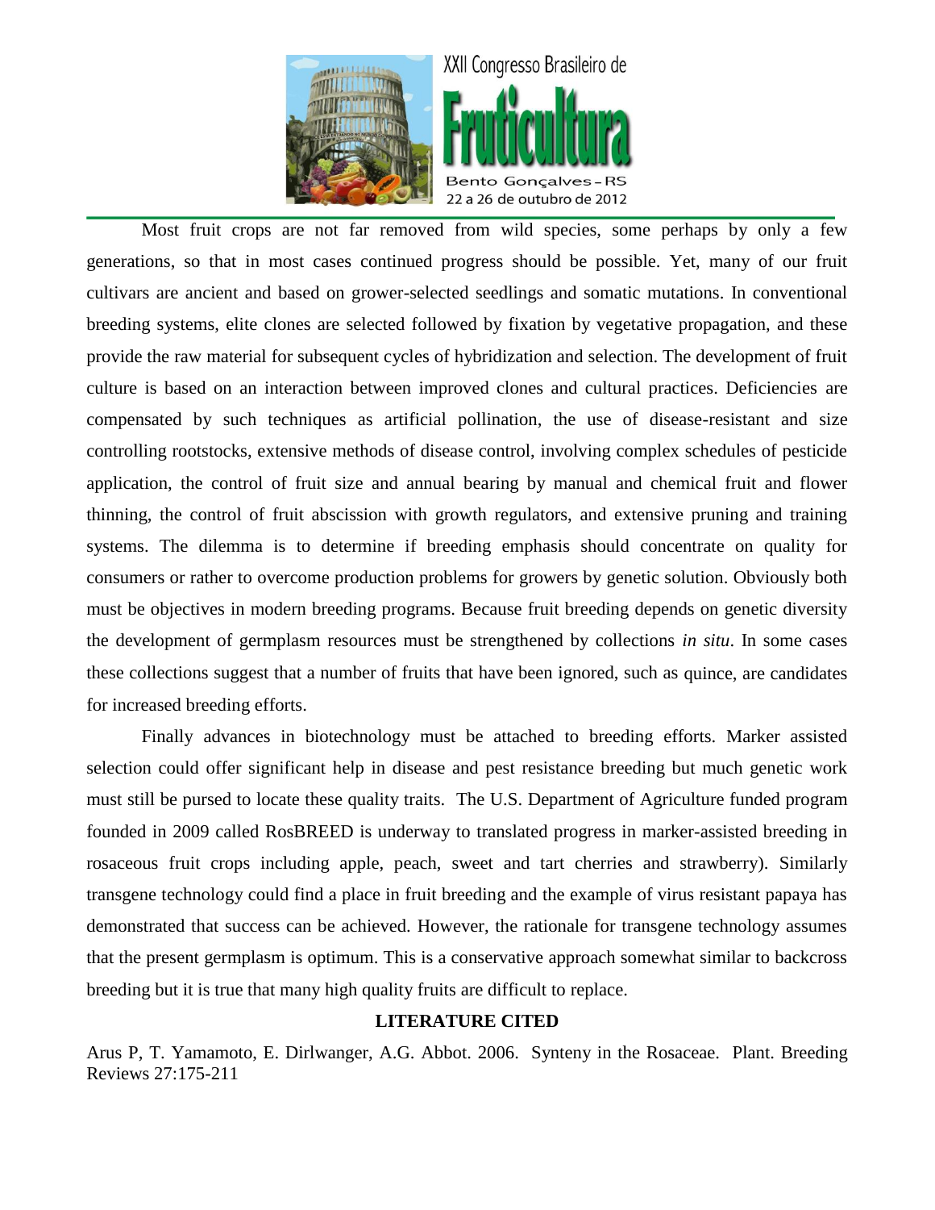Most fruit crops are not far removed from wild species, some perhaps by only a few generations, so that in most cases continued progress should be possible. Yet, many of our fruit cultivars are ancient and based on grower-selected seedlings and somatic mutations. In conventional breeding systems, elite clones are selected followed by fixation by vegetative propagation, and these provide the raw material for subsequent cycles of hybridization and selection. The development of fruit culture is based on an interaction between improved clones and cultural practices. Deficiencies are compensated by such techniques as artificial pollination, the use of disease-resistant and size controlling rootstocks, extensive methods of disease control, involving complex schedules of pesticide application, the control of fruit size and annual bearing by manual and chemical fruit and flower thinning, the control of fruit abscission with growth regulators, and extensive pruning and training systems. The dilemma is to determine if breeding emphasis should concentrate on quality for consumers or rather to overcome production problems for growers by genetic solution. Obviously both must be objectives in modern breeding programs. Because fruit breeding depends on genetic diversity the development of germplasm resources must be strengthened by collections *in situ*. In some cases these collections suggest that a number of fruits that have been ignored, such as quince, are candidates for increased breeding efforts.

Finally advances in biotechnology must be attached to breeding efforts. Marker assisted selection could offer significant help in disease and pest resistance breeding but much genetic work must still be pursed to locate these quality traits. The U.S. Department of Agriculture funded program founded in 2009 called RosBREED is underway to translated progress in marker-assisted breeding in rosaceous fruit crops including apple, peach, sweet and tart cherries and strawberry). Similarly transgene technology could find a place in fruit breeding and the example of virus resistant papaya has demonstrated that success can be achieved. However, the rationale for transgene technology assumes that the present germplasm is optimum. This is a conservative approach somewhat similar to backcross breeding but it is true that many high quality fruits are difficult to replace.

## LITERATURE CITED

Arus P, T. Yamamoto, E. Dirlwanger, A.G. Abbot. 2006. Synteny in the Rosaceae. Plant. Breeding Reviews 27:175-211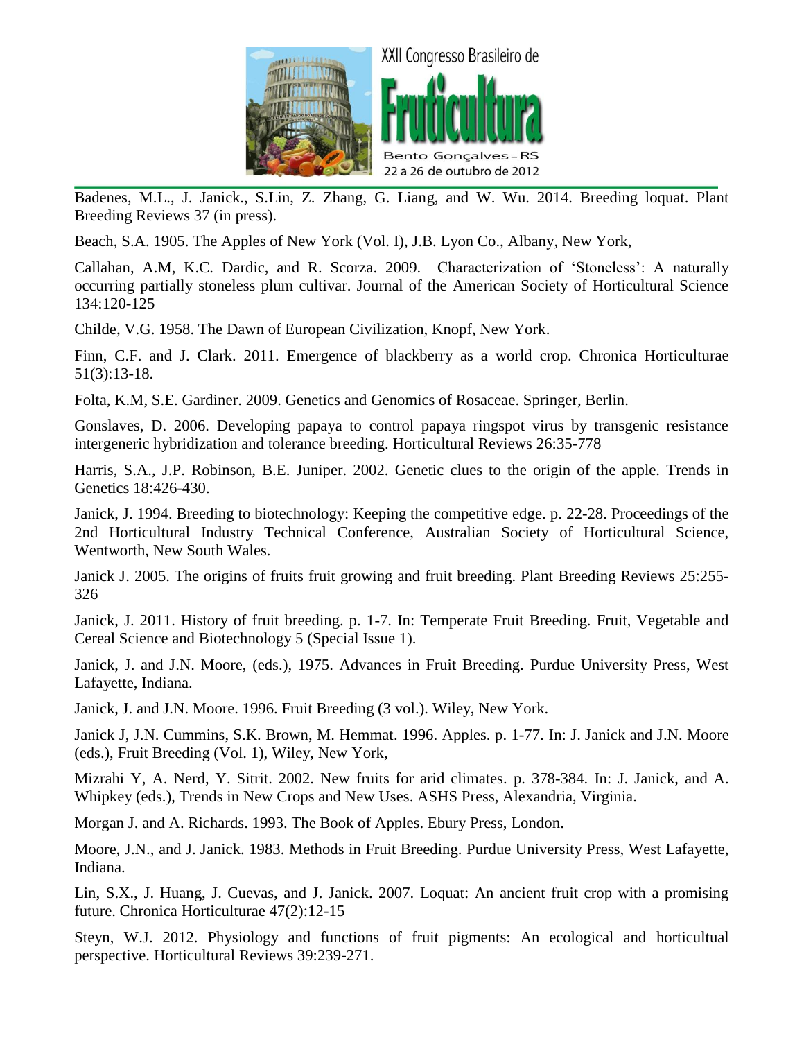Badenes, M.L., J. Janick., S.Lin, Z. Zhang, G. Liang, and W. Wu. 2014. Breeding loquat. Plant Breeding Reviews 37 (in press).

Beach, S.A. 1905. The Apples of New York (Vol. I), J.B. Lyon Co., Albany, New York,

Callahan, A.M, K.C. Dardic, and R. Scorza. 2009. Characterization of 'Stoneless': A naturally occurring partially stoneless plum cultivar. Journal of the American Society of Horticultural Science 134:120-125

Childe, V.G. 1958. The Dawn of European Civilization, Knopf, New York.

Finn, C.F. and J. Clark. 2011. Emergence of blackberry as a world crop. Chronica Horticulturae 51(3):13-18.

Folta, K.M, S.E. Gardiner. 2009. Genetics and Genomics of Rosaceae. Springer, Berlin.

Gonslaves, D. 2006. Developing papaya to control papaya ringspot virus by transgenic resistance intergeneric hybridization and tolerance breeding. Horticultural Reviews 26:35-778

Harris, S.A., J.P. Robinson, B.E. Juniper. 2002. Genetic clues to the origin of the apple. Trends in Genetics 18:426-430.

Janick, J. 1994. Breeding to biotechnology: Keeping the competitive edge. p. 22-28. Proceedings of the 2nd Horticultural Industry Technical Conference, Australian Society of Horticultural Science, Wentworth, New South Wales.

Janick J. 2005. The origins of fruits fruit growing and fruit breeding. Plant Breeding Reviews 25:255-326

Janick, J. 2011. History of fruit breeding. p. 1-7. In: Temperate Fruit Breeding. Fruit, Vegetable and Cereal Science and Biotechnology 5 (Special Issue 1).

Janick, J. and J.N. Moore, (eds.), 1975. Advances in Fruit Breeding. Purdue University Press, West Lafayette, Indiana.

Janick, J. and J.N. Moore. 1996. Fruit Breeding (3 vol.). Wiley, New York.

Janick J, J.N. Cummins, S.K. Brown, M. Hemmat. 1996. Apples. p. 1-77. In: J. Janick and J.N. Moore (eds.), Fruit Breeding (Vol. 1), Wiley, New York,

Mizrahi Y, A. Nerd, Y. Sitrit. 2002. New fruits for arid climates. p. 378-384. In: J. Janick, and A. Whipkey (eds.), Trends in New Crops and New Uses. ASHS Press, Alexandria, Virginia.

Morgan J. and A. Richards. 1993. The Book of Apples. Ebury Press, London.

Moore, J.N., and J. Janick. 1983. Methods in Fruit Breeding. Purdue University Press, West Lafayette, Indiana.

Lin, S.X., J. Huang, J. Cuevas, and J. Janick. 2007. Loquat: An ancient fruit crop with a promising future. Chronica Horticulturae 47(2):12-15

Steyn, W.J. 2012. Physiology and functions of fruit pigments: An ecological and horticultual perspective. Horticultural Reviews 39:239-271.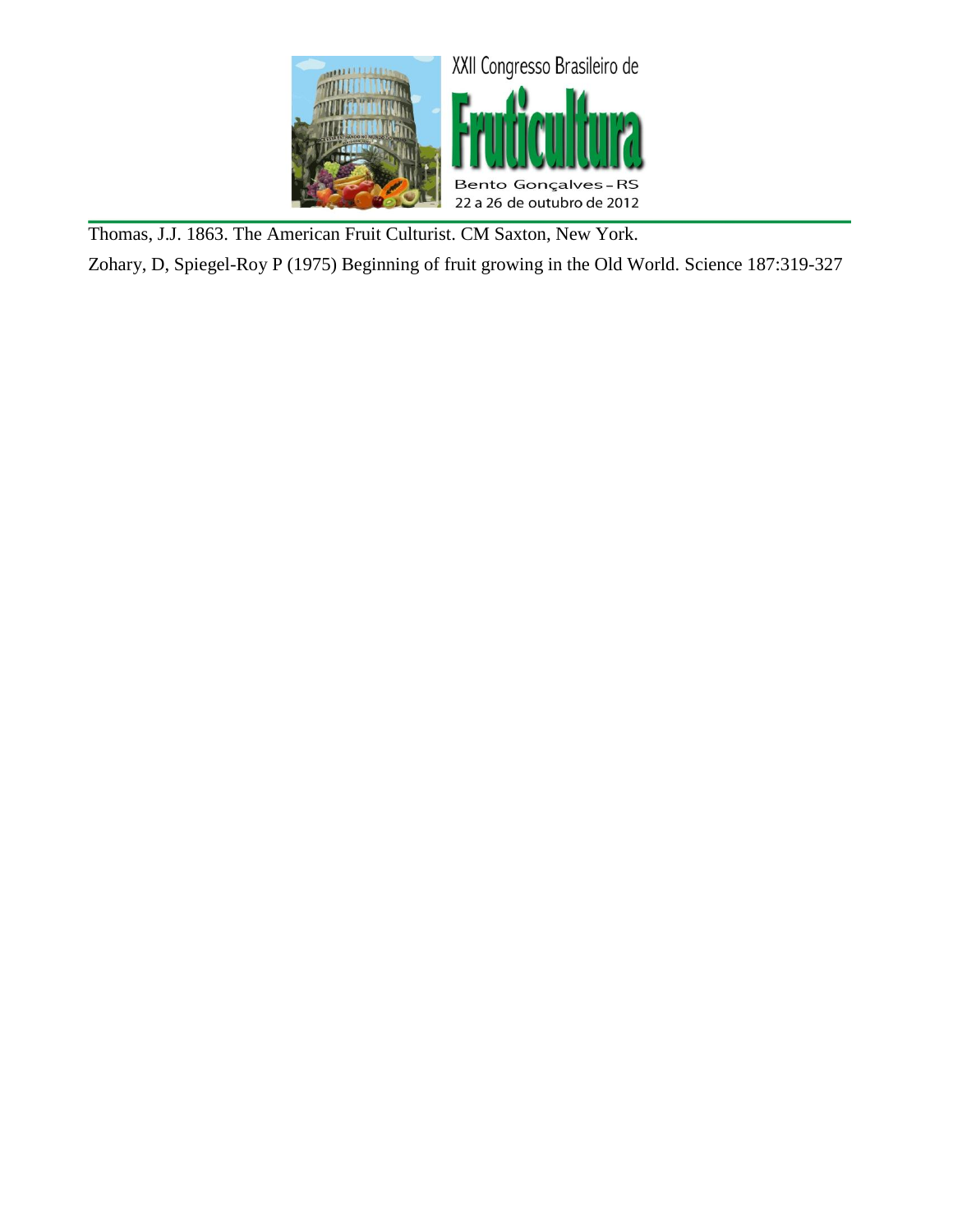Thomas, J.J. 1863. The American Fruit Culturist. CM Saxton, New York.

Zohary, D, Spiegel-Roy P (1975) Beginning of fruit growing in the Old World. Science 187:319-327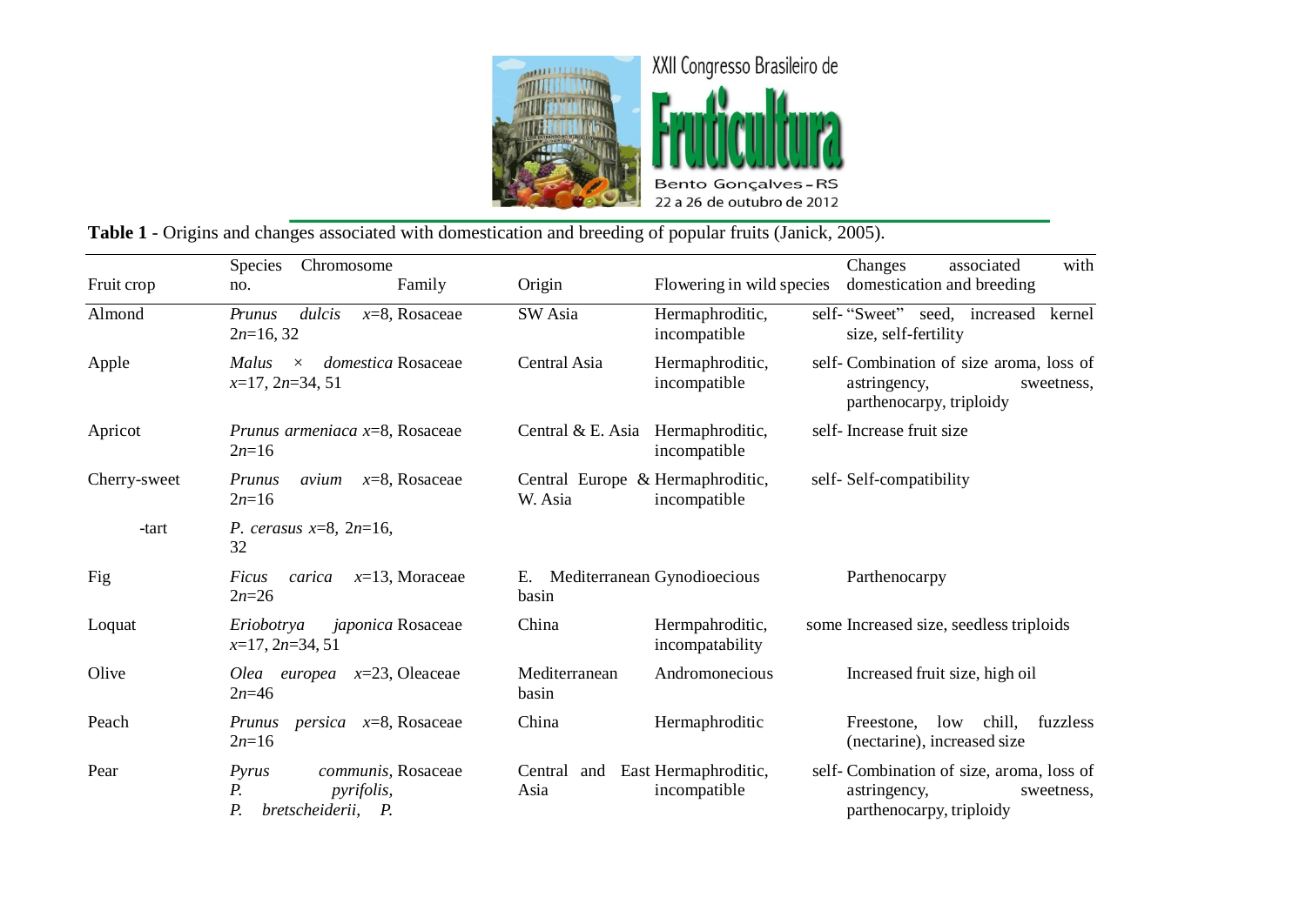**Table 1** - Origins and changes associated with domestication and breeding of popular fruits (Janick, 2005).

| Fruit crop | Species Chromosome no. Family | Origin | Flowering in wild species | Changes associated with domestication and breeding |
|---|---|---|---|---|
| Almond | *Prunus dulcis* $x$=8, $2n$=16, 32 Rosaceae | SW Asia | Hermaphroditic, self-incompatible | "Sweet" seed, increased kernel size, self-fertility |
| Apple | *Malus* × *domestica* $x$=17, $2n$=34, 51 Rosaceae | Central Asia | Hermaphroditic, self-incompatible | Combination of size aroma, loss of astringency, sweetness, parthenocarpy, triploidy |
| Apricot | *Prunus armeniaca* $x$=8, $2n$=16 Rosaceae | Central & E. Asia | Hermaphroditic, self-incompatible | Increase fruit size |
| Cherry-sweet | *Prunus avium* $x$=8, $2n$=16 Rosaceae | Central Europe & W. Asia | Hermaphroditic, self-incompatible | Self-compatibility |
| -tart | *P. cerasus* $x$=8, $2n$=16, 32 | | | |
| Fig | *Ficus carica* $x$=13, $2n$=26 Moraceae | E. Mediterranean basin | Gynodioecious | Parthenocarpy |
| Loquat | *Eriobotrya japonica* $x$=17, $2n$=34, 51 Rosaceae | China | Hermpahroditic, some incompatability | Increased size, seedless triploids |
| Olive | *Olea europea* $x$=23, $2n$=46 Oleaceae | Mediterranean basin | Andromonecious | Increased fruit size, high oil |
| Peach | *Prunus persica* $x$=8, $2n$=16 Rosaceae | China | Hermaphroditic | Freestone, low chill, fuzzless (nectarine), increased size |
| Pear | *Pyrus communis*, *P. pyrifolis*, *P. bretscheiderii*, *P.* Rosaceae | Central and East Asia | Hermaphroditic, self-incompatible | Combination of size, aroma, loss of astringency, sweetness, parthenocarpy, triploidy |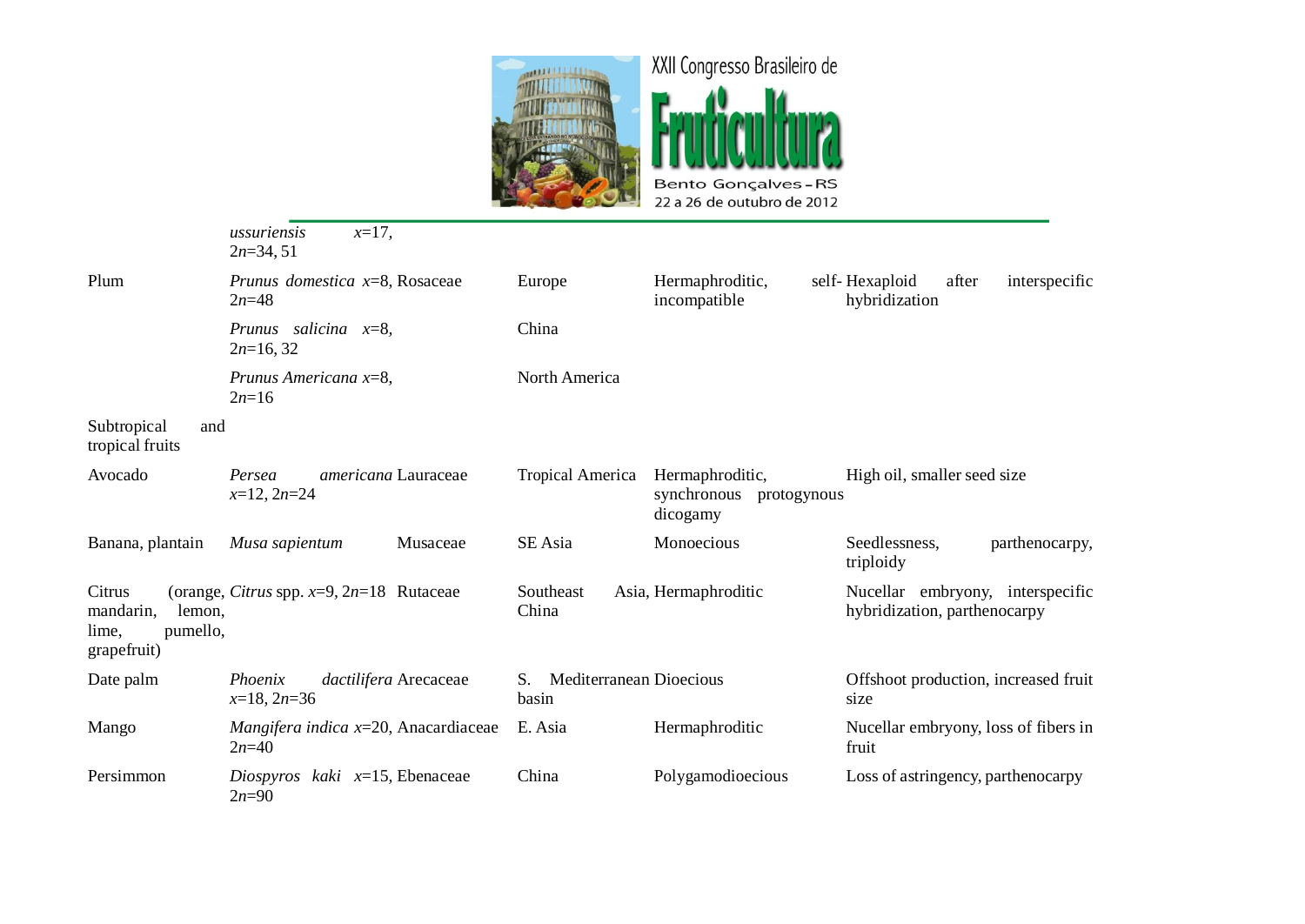| | | | | | |
|---|---|---|---|---|---|
| | *ussuriensis* $x$=17, $2n$=34, 51 | | | | |
| Plum | *Prunus domestica* $x$=8, $2n$=48 | Rosaceae | Europe | Hermaphroditic, self-incompatible | Hexaploid after interspecific hybridization |
| | *Prunus salicina* $x$=8, $2n$=16, 32 | | China | | |
| | *Prunus Americana* $x$=8, $2n$=16 | | North America | | |
| Subtropical and tropical fruits | | | | | |
| Avocado | *Persea americana* $x$=12, $2n$=24 | Lauraceae | Tropical America | Hermaphroditic, synchronous protogynous dicogamy | High oil, smaller seed size |
| Banana, plantain | *Musa sapientum* | Musaceae | SE Asia | Monoecious | Seedlessness, parthenocarpy, triploidy |
| Citrus (orange, mandarin, lemon, lime, pumello, grapefruit) | *Citrus* spp. $x$=9, $2n$=18 | Rutaceae | Southeast Asia, China | Hermaphroditic | Nucellar embryony, interspecific hybridization, parthenocarpy |
| Date palm | *Phoenix dactilifera* $x$=18, $2n$=36 | Arecaceae | S. Mediterranean basin | Dioecious | Offshoot production, increased fruit size |
| Mango | *Mangifera indica* $x$=20, $2n$=40 | Anacardiaceae | E. Asia | Hermaphroditic | Nucellar embryony, loss of fibers in fruit |
| Persimmon | *Diospyros kaki* $x$=15, $2n$=90 | Ebenaceae | China | Polygamodioecious | Loss of astringency, parthenocarpy |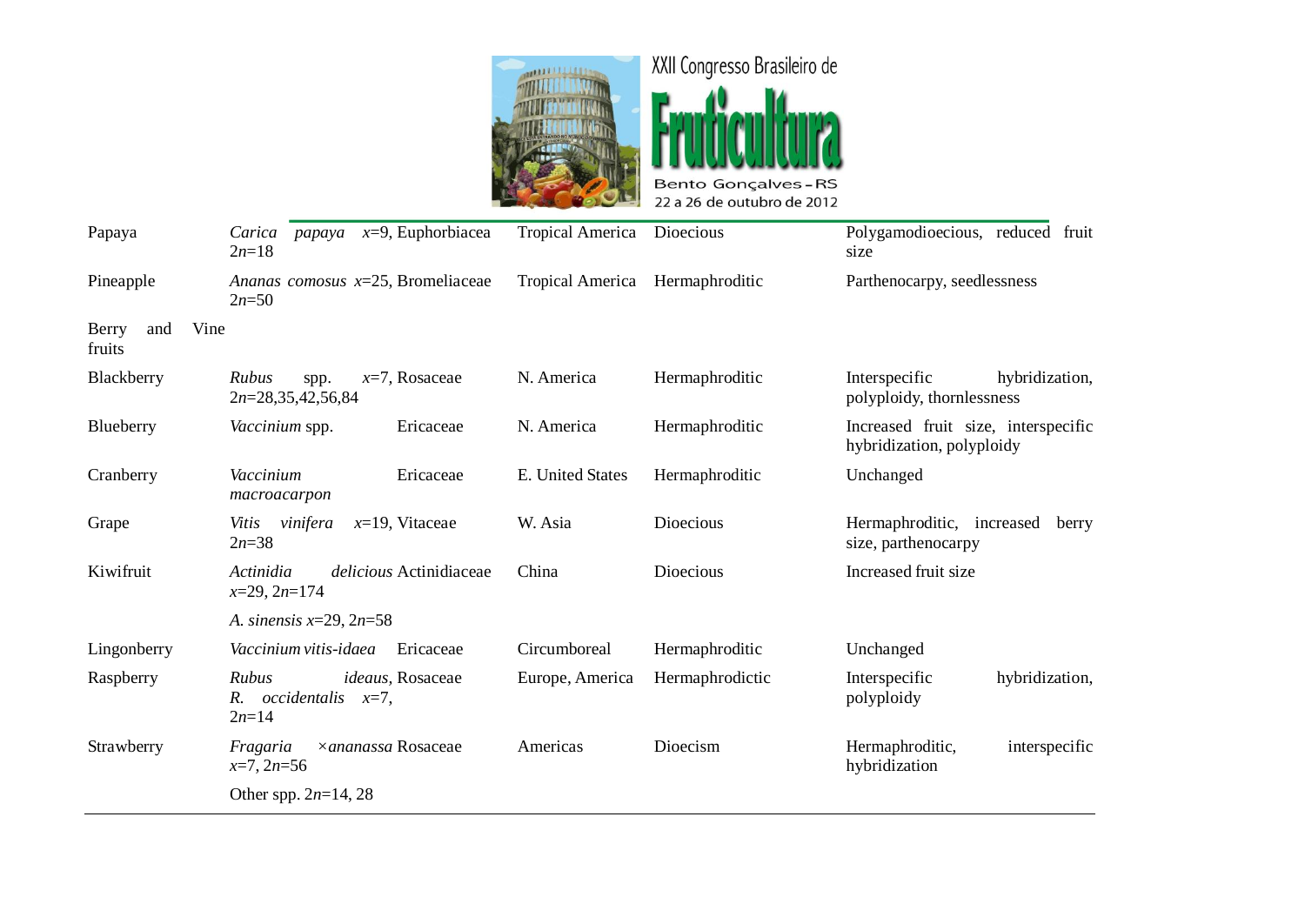| | | | | |
|---|---|---|---|---|
| Papaya | *Carica papaya* $x$=9, $2n$=18 Euphorbiacea | Tropical America | Dioecious | Polygamodioecious, reduced fruit size |
| Pineapple | *Ananas comosus* $x$=25, $2n$=50 Bromeliaceae | Tropical America | Hermaphroditic | Parthenocarpy, seedlessness |
| Berry and Vine fruits | | | | |
| Blackberry | *Rubus* spp. $x$=7, $2n$=28,35,42,56,84 Rosaceae | N. America | Hermaphroditic | Interspecific hybridization, polyploidy, thornlessness |
| Blueberry | *Vaccinium* spp. Ericaceae | N. America | Hermaphroditic | Increased fruit size, interspecific hybridization, polyploidy |
| Cranberry | *Vaccinium macroacarpon* Ericaceae | E. United States | Hermaphroditic | Unchanged |
| Grape | *Vitis vinifera* $x$=19, $2n$=38 Vitaceae | W. Asia | Dioecious | Hermaphroditic, increased berry size, parthenocarpy |
| Kiwifruit | *Actinidia delicious* $x$=29, $2n$=174 Actinidiaceae<br>*A. sinensis* $x$=29, $2n$=58 | China | Dioecious | Increased fruit size |
| Lingonberry | *Vaccinium vitis-idaea* Ericaceae | Circumboreal | Hermaphroditic | Unchanged |
| Raspberry | *Rubus ideaus*, *R. occidentalis* $x$=7, $2n$=14 Rosaceae | Europe, America | Hermaphrodictic | Interspecific hybridization, polyploidy |
| Strawberry | *Fragaria* ×*ananassa* $x$=7, $2n$=56 Rosaceae<br>Other spp. $2n$=14, 28 | Americas | Dioecism | Hermaphroditic, interspecific hybridization |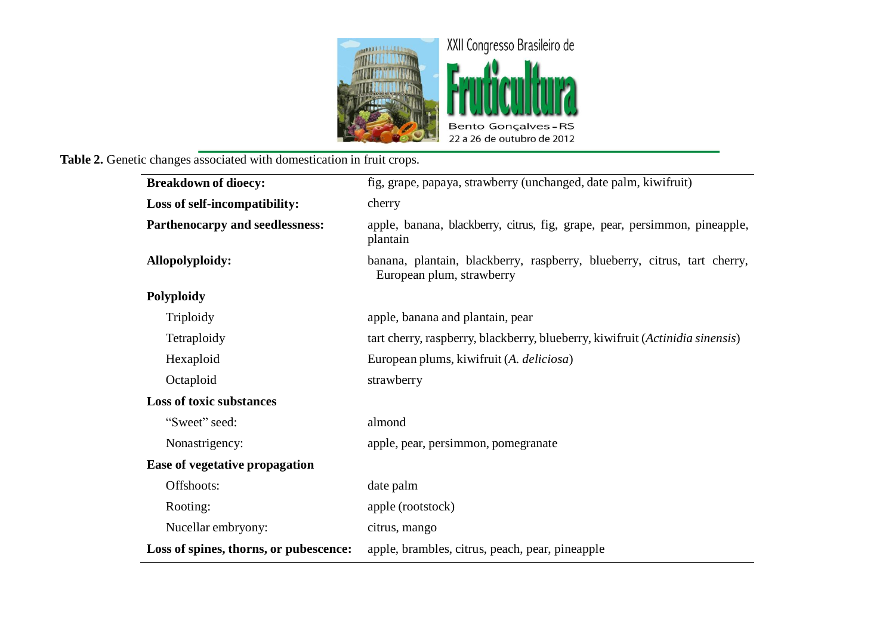**Table 2.** Genetic changes associated with domestication in fruit crops.

| | |
|---|---|
| **Breakdown of dioecy:** | fig, grape, papaya, strawberry (unchanged, date palm, kiwifruit) |
| **Loss of self-incompatibility:** | cherry |
| **Parthenocarpy and seedlessness:** | apple, banana, blackberry, citrus, fig, grape, pear, persimmon, pineapple, plantain |
| **Allopolyploidy:** | banana, plantain, blackberry, raspberry, blueberry, citrus, tart cherry, European plum, strawberry |
| **Polyploidy** | |
| Triploidy | apple, banana and plantain, pear |
| Tetraploidy | tart cherry, raspberry, blackberry, blueberry, kiwifruit (*Actinidia sinensis*) |
| Hexaploid | European plums, kiwifruit (*A. deliciosa*) |
| Octaploid | strawberry |
| **Loss of toxic substances** | |
| "Sweet" seed: | almond |
| Nonastrigency: | apple, pear, persimmon, pomegranate |
| **Ease of vegetative propagation** | |
| Offshoots: | date palm |
| Rooting: | apple (rootstock) |
| Nucellar embryony: | citrus, mango |
| **Loss of spines, thorns, or pubescence:** | apple, brambles, citrus, peach, pear, pineapple |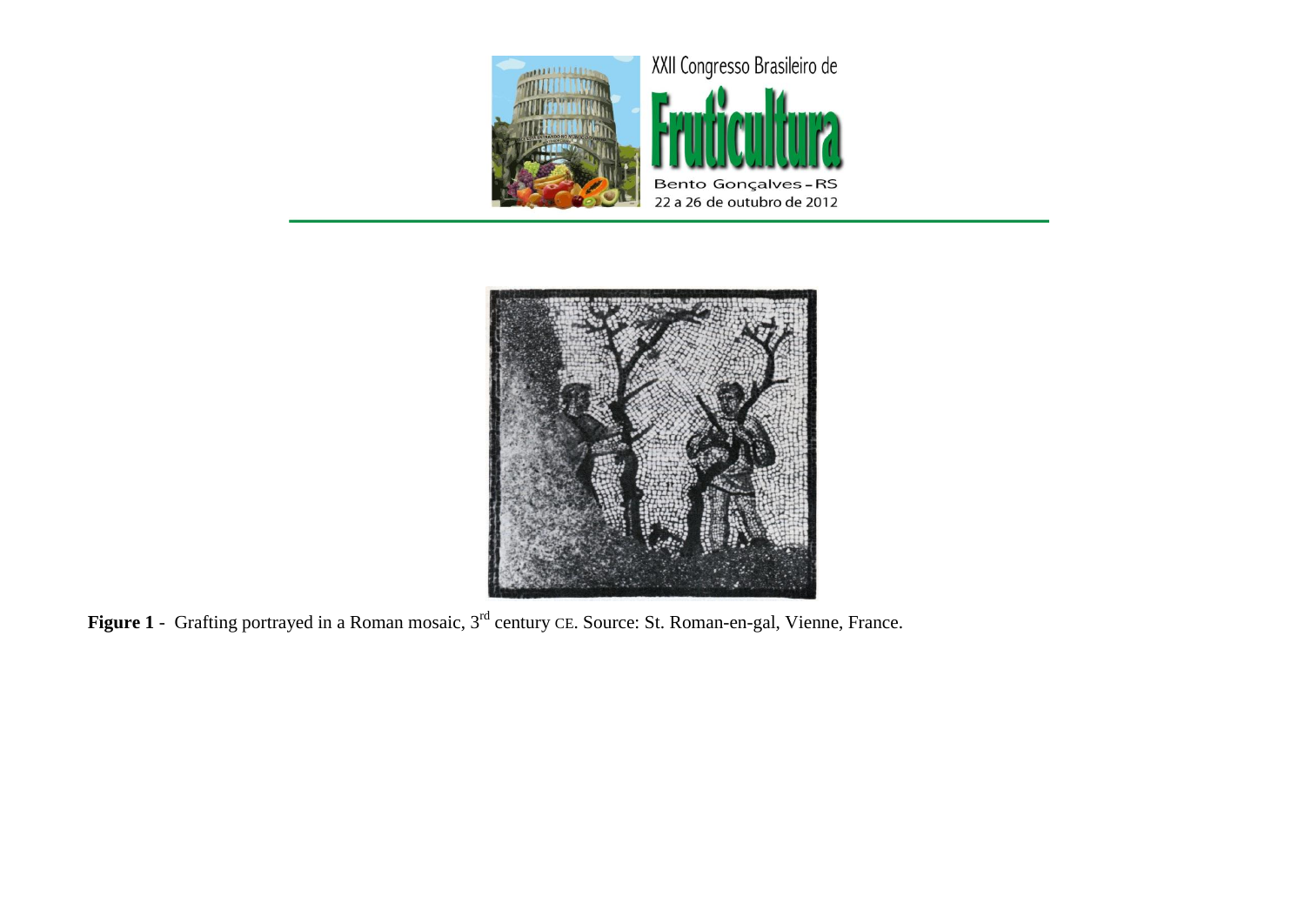**Figure 1** - Grafting portrayed in a Roman mosaic, 3rd century CE. Source: St. Roman-en-gal, Vienne, France.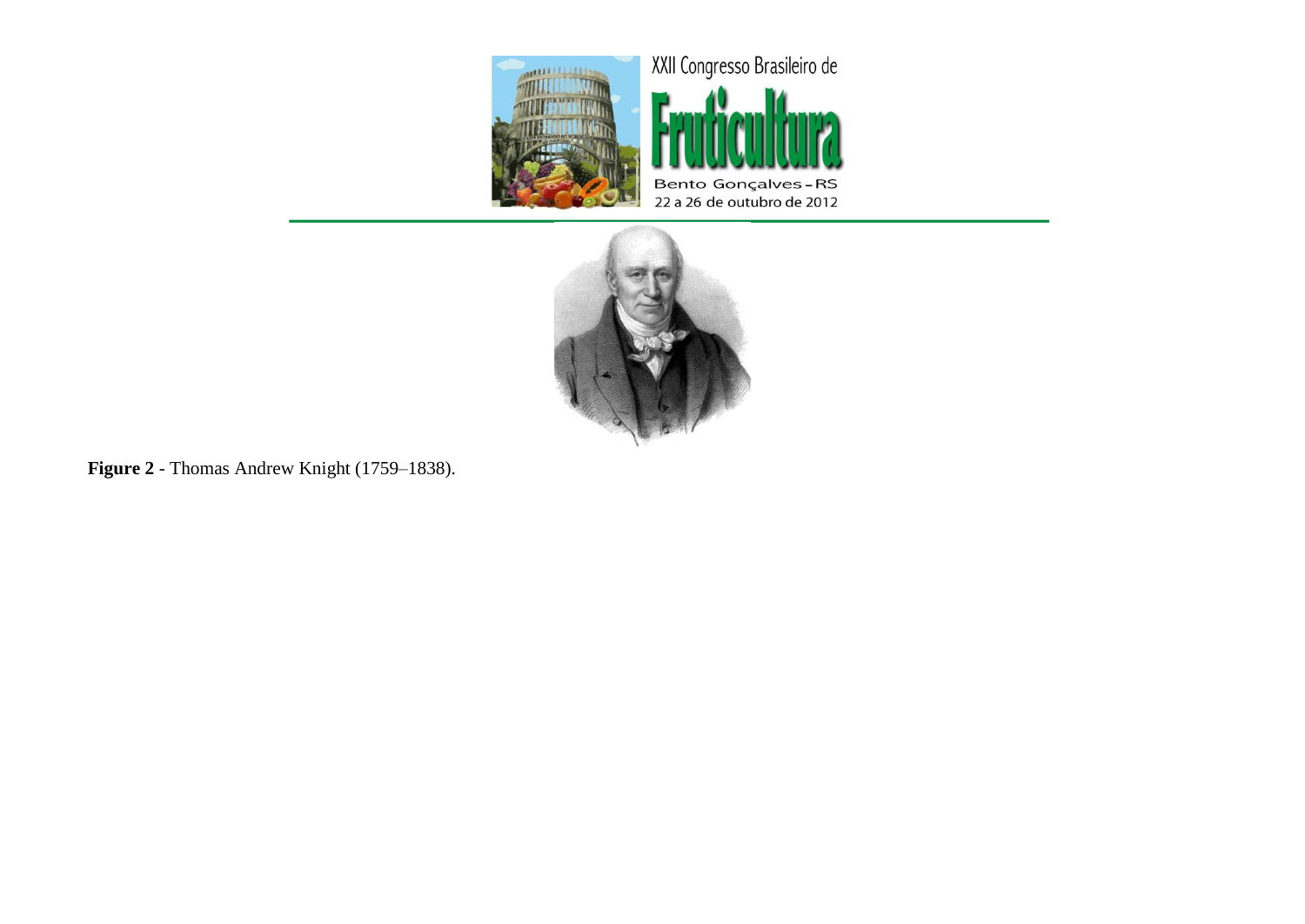**Figure 2** - Thomas Andrew Knight (1759–1838).